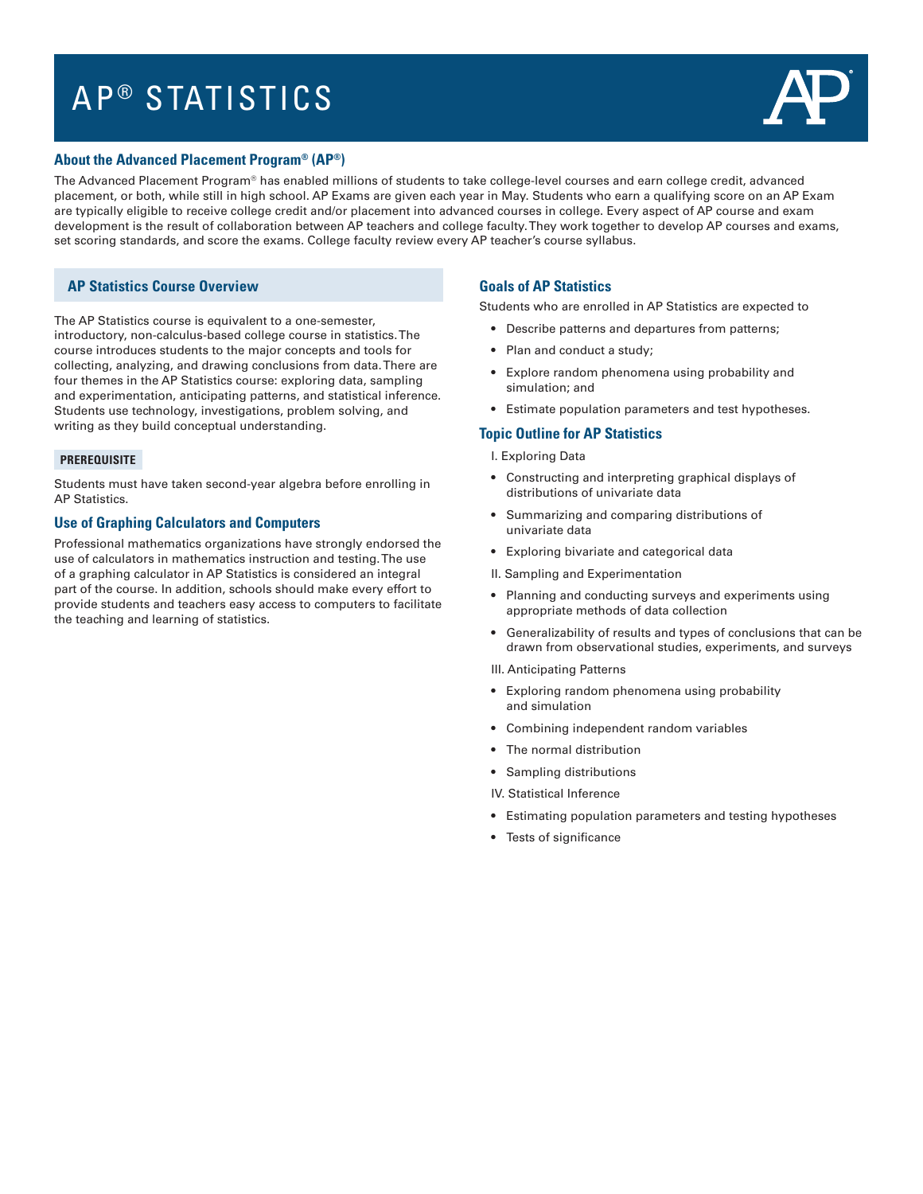# AP® STATISTICS

## About the Advanced Placement Program® (AP®)

The Advanced Placement Program® has enabled millions of students to take college-level courses and earn college credit, advanced placement, or both, while still in high school. AP Exams are given each year in May. Students who earn a qualifying score on an AP Exam are typically eligible to receive college credit and/or placement into advanced courses in college. Every aspect of AP course and exam development is the result of collaboration between AP teachers and college faculty. They work together to develop AP courses and exams, set scoring standards, and score the exams. College faculty review every AP teacher's course syllabus.

## AP Statistics Course Overview

The AP Statistics course is equivalent to a one-semester, introductory, non-calculus-based college course in statistics. The course introduces students to the major concepts and tools for collecting, analyzing, and drawing conclusions from data. There are four themes in the AP Statistics course: exploring data, sampling and experimentation, anticipating patterns, and statistical inference. Students use technology, investigations, problem solving, and writing as they build conceptual understanding.

#### PREREQUISITE

Students must have taken second-year algebra before enrolling in AP Statistics.

### Use of Graphing Calculators and Computers

Professional mathematics organizations have strongly endorsed the use of calculators in mathematics instruction and testing. The use of a graphing calculator in AP Statistics is considered an integral part of the course. In addition, schools should make every effort to provide students and teachers easy access to computers to facilitate the teaching and learning of statistics.

### Goals of AP Statistics

Students who are enrolled in AP Statistics are expected to

- Describe patterns and departures from patterns;
- Plan and conduct a study;
- Explore random phenomena using probability and simulation; and
- Estimate population parameters and test hypotheses.

### Topic Outline for AP Statistics

I. Exploring Data

- Constructing and interpreting graphical displays of distributions of univariate data
- Summarizing and comparing distributions of univariate data
- Exploring bivariate and categorical data

II. Sampling and Experimentation

- Planning and conducting surveys and experiments using appropriate methods of data collection
- Generalizability of results and types of conclusions that can be drawn from observational studies, experiments, and surveys

III. Anticipating Patterns

- Exploring random phenomena using probability and simulation
- Combining independent random variables
- The normal distribution
- Sampling distributions

IV. Statistical Inference

- Estimating population parameters and testing hypotheses
- Tests of significance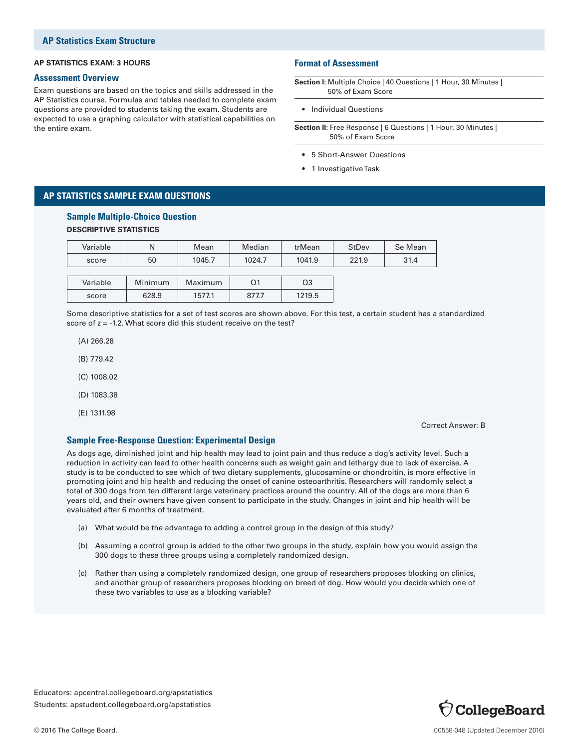## AP Statistics Exam Structure

**AP STATISTICS EXAM: 3 HOURS**

### Assessment Overview

Exam questions are based on the topics and skills addressed in the AP Statistics course. Formulas and tables needed to complete exam questions are provided to students taking the exam. Students are expected to use a graphing calculator with statistical capabilities on the entire exam.

### Format of Assessment

**Section I**: Multiple Choice | 40 Questions | 1 Hour, 30 Minutes | 50% of Exam Score

- Individual Questions

**Section II**: Free Response | 6 Questions | 1 Hour, 30 Minutes | 50% of Exam Score

- 5 Short-Answer Questions
- 1 Investigative Task

## AP STATISTICS SAMPLE EXAM QUESTIONS

### Sample Multiple-Choice Question

**DESCRIPTIVE STATISTICS**

| Variable | N | Mean | Median | trMean | StDev | Se Mean |
|---|---|---|---|---|---|---|
| score | 50 | 1045.7 | 1024.7 | 1041.9 | 221.9 | 31.4 |

| Variable | Minimum | Maximum | Q1 | Q3 |
|---|---|---|---|---|
| score | 628.9 | 1577.1 | 877.7 | 1219.5 |

Some descriptive statistics for a set of test scores are shown above. For this test, a certain student has a standardized score of $z = -1.2$. What score did this student receive on the test?

(A) 266.28

(B) 779.42

(C) 1008.02

(D) 1083.38

(E) 1311.98

Correct Answer: B

### Sample Free-Response Question: Experimental Design

As dogs age, diminished joint and hip health may lead to joint pain and thus reduce a dog's activity level. Such a reduction in activity can lead to other health concerns such as weight gain and lethargy due to lack of exercise. A study is to be conducted to see which of two dietary supplements, glucosamine or chondroitin, is more effective in promoting joint and hip health and reducing the onset of canine osteoarthritis. Researchers will randomly select a total of 300 dogs from ten different large veterinary practices around the country. All of the dogs are more than 6 years old, and their owners have given consent to participate in the study. Changes in joint and hip health will be evaluated after 6 months of treatment.

(a) What would be the advantage to adding a control group in the design of this study?

(b) Assuming a control group is added to the other two groups in the study, explain how you would assign the 300 dogs to these three groups using a completely randomized design.

(c) Rather than using a completely randomized design, one group of researchers proposes blocking on clinics, and another group of researchers proposes blocking on breed of dog. How would you decide which one of these two variables to use as a blocking variable?

Educators: apcentral.collegeboard.org/apstatistics
Students: apstudent.collegeboard.org/apstatistics

CollegeBoard

© 2016 The College Board.

00558-048 (Updated December 2016)